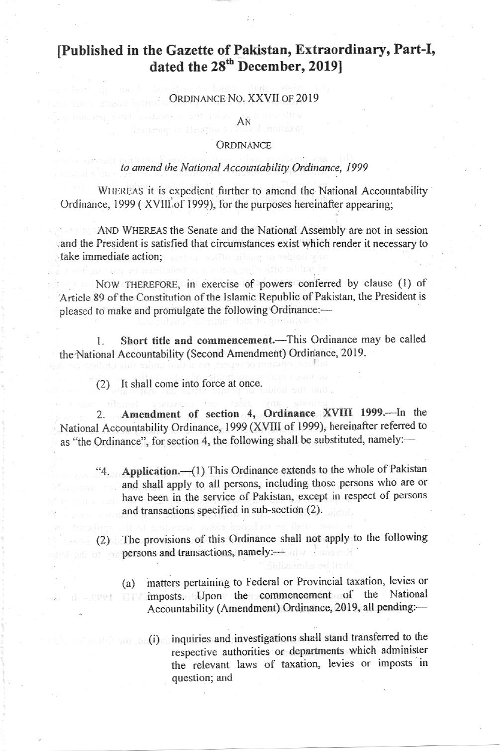# [Published in the Gazette of Pakistan, Extraordinary, Part-I, dated the 28th December, 2019]

ORDINANCE NO. XXVII OF 2019

AN

ORDINANCE

*to amend the National Accountability Ordinance, 1999*

WHEREAS it is expedient further to amend the National Accountability Ordinance, 1999 ( XVIII of 1999), for the purposes hereinafter appearing;

AND WHEREAS the Senate and the National Assembly are not in session and the President is satisfied that circumstances exist which render it necessary to take immediate action;

NOW THEREFORE, in exercise of powers conferred by clause (1) of Article 89 of the Constitution of the Islamic Republic of Pakistan, the President is pleased to make and promulgate the following Ordinance:—

1. **Short title and commencement.**—This Ordinance may be called the National Accountability (Second Amendment) Ordinance, 2019.

(2) It shall come into force at once.

2. **Amendment of section 4, Ordinance XVIII 1999.**—In the National Accountability Ordinance, 1999 (XVIII of 1999), hereinafter referred to as "the Ordinance", for section 4, the following shall be substituted, namely:—

"4. **Application.**—(1) This Ordinance extends to the whole of Pakistan and shall apply to all persons, including those persons who are or have been in the service of Pakistan, except in respect of persons and transactions specified in sub-section (2).

(2) The provisions of this Ordinance shall not apply to the following persons and transactions, namely:—

(a) matters pertaining to Federal or Provincial taxation, levies or imposts. Upon the commencement of the National Accountability (Amendment) Ordinance, 2019, all pending:—

(i) inquiries and investigations shall stand transferred to the respective authorities or departments which administer the relevant laws of taxation, levies or imposts in question; and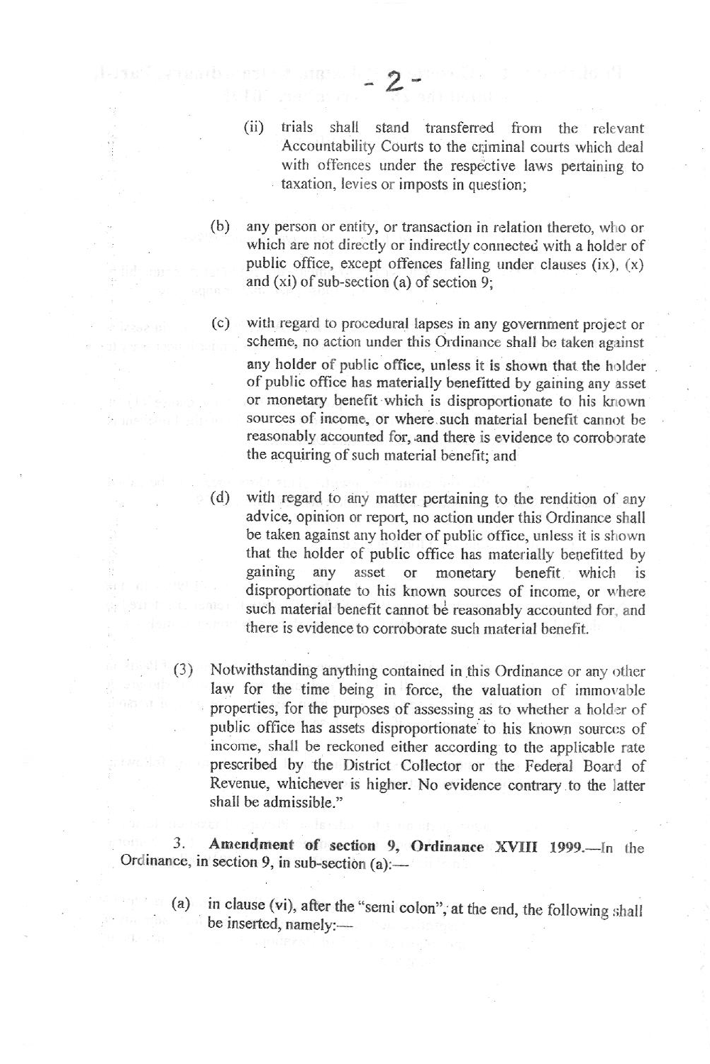(ii) trials shall stand transferred from the relevant Accountability Courts to the criminal courts which deal with offences under the respective laws pertaining to taxation, levies or imposts in question;

(b) any person or entity, or transaction in relation thereto, who or which are not directly or indirectly connected with a holder of public office, except offences falling under clauses (ix), (x) and (xi) of sub-section (a) of section 9;

(c) with regard to procedural lapses in any government project or scheme, no action under this Ordinance shall be taken against any holder of public office, unless it is shown that the holder of public office has materially benefitted by gaining any asset or monetary benefit which is disproportionate to his known sources of income, or where such material benefit cannot be reasonably accounted for, and there is evidence to corroborate the acquiring of such material benefit; and

(d) with regard to any matter pertaining to the rendition of any advice, opinion or report, no action under this Ordinance shall be taken against any holder of public office, unless it is shown that the holder of public office has materially benefitted by gaining any asset or monetary benefit which is disproportionate to his known sources of income, or where such material benefit cannot be reasonably accounted for, and there is evidence to corroborate such material benefit.

(3) Notwithstanding anything contained in this Ordinance or any other law for the time being in force, the valuation of immovable properties, for the purposes of assessing as to whether a holder of public office has assets disproportionate to his known sources of income, shall be reckoned either according to the applicable rate prescribed by the District Collector or the Federal Board of Revenue, whichever is higher. No evidence contrary to the latter shall be admissible."

3. **Amendment of section 9, Ordinance XVIII 1999.**—In the Ordinance, in section 9, in sub-section (a):—

(a) in clause (vi), after the "semi colon", at the end, the following shall be inserted, namely:—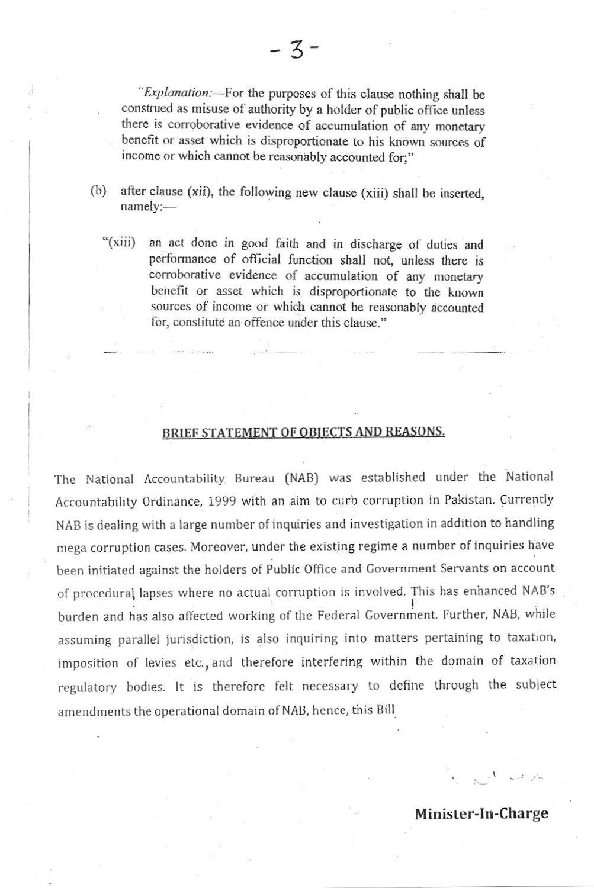"*Explanation:*—For the purposes of this clause nothing shall be construed as misuse of authority by a holder of public office unless there is corroborative evidence of accumulation of any monetary benefit or asset which is disproportionate to his known sources of income or which cannot be reasonably accounted for;"

(b) after clause (xii), the following new clause (xiii) shall be inserted, namely:—

"(xiii) an act done in good faith and in discharge of duties and performance of official function shall not, unless there is corroborative evidence of accumulation of any monetary benefit or asset which is disproportionate to the known sources of income or which cannot be reasonably accounted for, constitute an offence under this clause."

---

## BRIEF STATEMENT OF OBJECTS AND REASONS.

The National Accountability Bureau (NAB) was established under the National Accountability Ordinance, 1999 with an aim to curb corruption in Pakistan. Currently NAB is dealing with a large number of inquiries and investigation in addition to handling mega corruption cases. Moreover, under the existing regime a number of inquiries have been initiated against the holders of Public Office and Government Servants on account of procedural lapses where no actual corruption is involved. This has enhanced NAB's burden and has also affected working of the Federal Government. Further, NAB, while assuming parallel jurisdiction, is also inquiring into matters pertaining to taxation, imposition of levies etc., and therefore interfering within the domain of taxation regulatory bodies. It is therefore felt necessary to define through the subject amendments the operational domain of NAB, hence, this Bill

**Minister-In-Charge**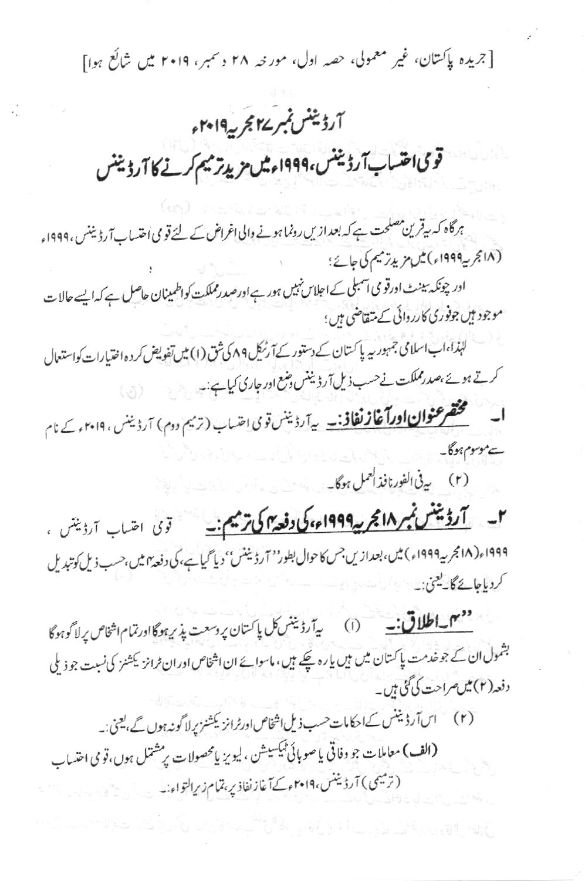[جریدہ پاکستان، غیر معمولی، حصہ اول، مورخہ ۲۸ دسمبر، ۲۰۱۹ میں شائع ہوا]

# آرڈیننس نمبر ۲۷ مجریہ ۲۰۱۹ء

## قومی احتساب آرڈیننس، ۱۹۹۹ء میں مزید ترمیم کرنے کا آرڈیننس

ہرگاہ کہ یہ قرین مصلحت ہے کہ بعدازیں رونما ہونے والی اغراض کے لئے قومی احتساب آرڈیننس، ۱۹۹۹ء (۱۸ مجریہ ۱۹۹۹ء) میں مزید ترمیم کی جائے؛

اور چونکہ سینٹ اور قومی اسمبلی کے اجلاس نہیں ہو رہے اور صدر مملکت کو اطمینان حاصل ہے کہ ایسے حالات موجود ہیں جو فوری کارروائی کے متقاضی ہیں؛

لہٰذا، اب اسلامی جمہوریہ پاکستان کے دستور کے آرٹیکل ۸۹ کی شق (۱) میں تفویض کردہ اختیارات کو استعمال کرتے ہوئے، صدر مملکت نے حسب ذیل آرڈیننس وضع اور جاری کیا ہے:۔

۱۔ **مختصر عنوان اور آغاز نفاذ:۔** یہ آرڈیننس قومی احتساب (ترمیم دوم) آرڈیننس، ۲۰۱۹ء کے نام سے موسوم ہوگا۔

(۲) یہ فی الفور نافذ العمل ہوگا۔

۲۔ **آرڈیننس نمبر ۱۸ مجریہ ۱۹۹۹ء، کی دفعہ ۴ کی ترمیم:۔** قومی احتساب آرڈیننس، ۱۹۹۹ء (۱۸ مجریہ ۱۹۹۹ء) میں، بعدازیں جس کا حوالہ بطور ''آرڈیننس'' دیا گیا ہے، کی دفعہ ۴ میں، حسب ذیل کو تبدیل کر دیا جائے گا، یعنی:۔

''۴۔ **اطلاق:۔** (۱) یہ آرڈیننس کل پاکستان پر وسعت پذیر ہوگا اور تمام اشخاص پر لاگو ہوگا بشمول ان کے جو خدمت پاکستان میں ہیں یا رہ چکے ہیں، ماسوائے ان اشخاص اور ان ٹرانزیکشنز کی نسبت جو ذیلی دفعہ (۲) میں صراحت کی گئی ہیں۔

(۲) اس آرڈیننس کے احکامات حسب ذیل اشخاص اور ٹرانزیکشنز پر لاگو نہ ہوں گے، یعنی:۔

**(الف)** معاملات جو وفاقی یا صوبائی ٹیکسیشن، لیویز یا محصولات پر مشتمل ہوں، قومی احتساب (ترمیمی) آرڈیننس، ۲۰۱۹ء کے آغاز نفاذ پر، تمام زیر التواء:۔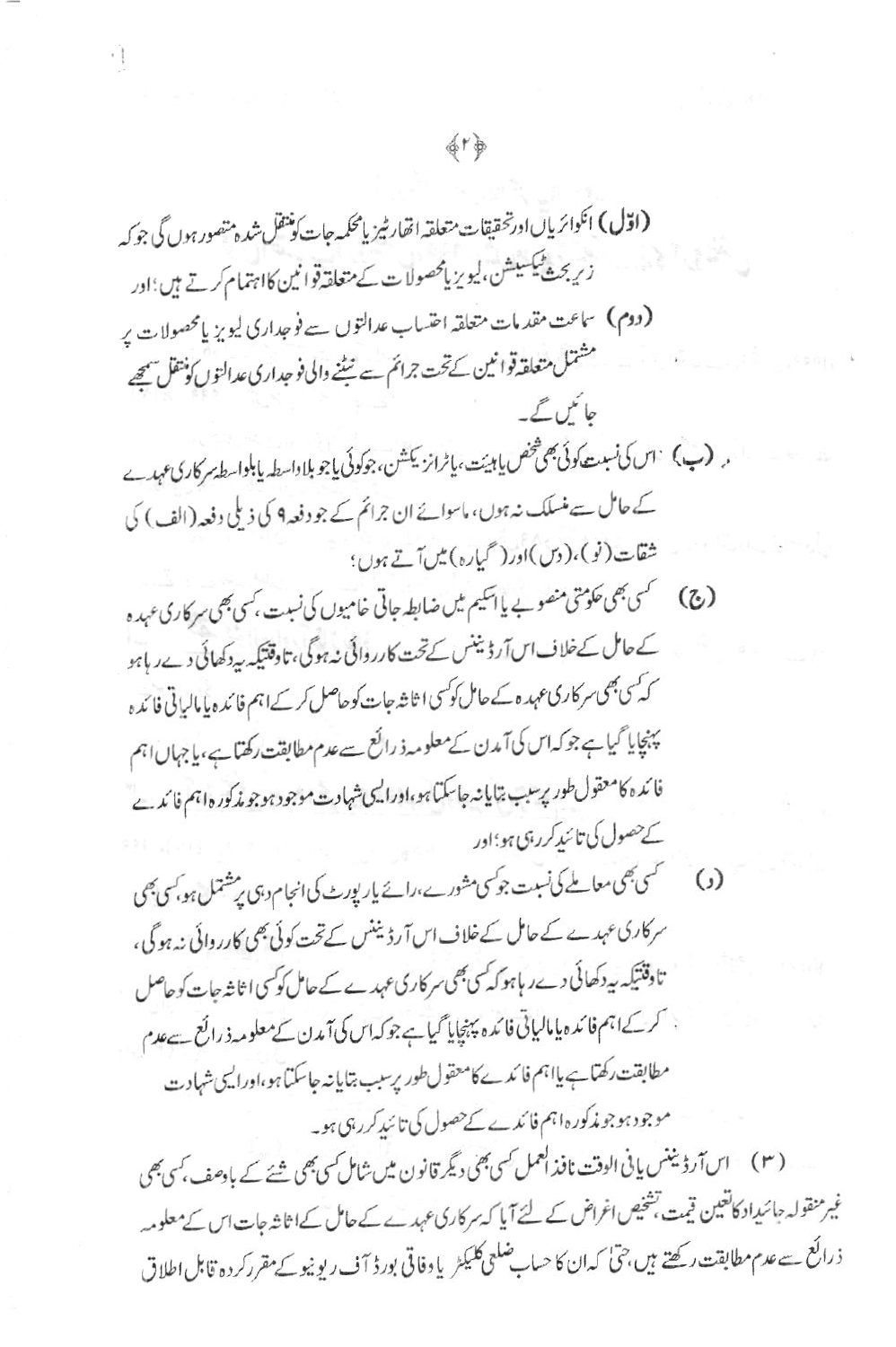(اوّل) انکوائریاں اور تحقیقات متعلقہ اتھارٹیز یا محکمہ جات کو منتقل شدہ متصور ہوں گی جو کہ زیر بحث ٹیکسیشن، لیویز یا محصولات کے متعلقہ قوانین کا اہتمام کرتے ہیں؛ اور

(دوم) سماعت مقدمات متعلقہ احتساب عدالتوں سے فوجداری لیویز یا محصولات پر مشتمل متعلقہ قوانین کے تحت جرائم سے نمٹنے والی فوجداری عدالتوں کو منتقل سمجھے جائیں گے۔

(ب) اس کی نسبت کوئی بھی شخص یا ہیئت، یا آرگنائزیشن، جو کوئی یا جو بلاواسطہ یا بلواسطہ سرکاری عہدے کے حامل سے منسلک نہ ہوں، ماسوائے ان جرائم کے جو دفعہ ۹ کی ذیلی دفعہ (الف) کی شقات (نو)، (دس) اور (گیارہ) میں آتے ہوں؛

(ج) کسی بھی حکومتی منصوبے یا اسکیم میں ضابطہ جاتی خامیوں کی نسبت، کسی بھی سرکاری عہدہ کے حامل کے خلاف اس آرڈیننس کے تحت کارروائی نہ ہوگی، تاوقتیکہ یہ دکھائی دے رہا ہو کہ کسی بھی سرکاری عہدہ کے حامل کو کسی اثاثہ جات کو حاصل کر کے اہم فائدہ یا مالیاتی فائدہ پہنچایا گیا ہے جو کہ اس کی آمدن کے معلومہ ذرائع سے عدم مطابقت رکھتا ہے، یا جہاں اہم فائدہ کا معقول طور پر سبب بتایا نہ جا سکتا ہو، اور ایسی شہادت موجود ہو جو مذکورہ اہم فائدے کے حصول کی تائید کر رہی ہو؛ اور

(د) کسی بھی معاملے کی نسبت جو کسی مشورے، رائے یا رپورٹ کی انجام دہی پر مشتمل ہو، کسی بھی سرکاری عہدے کے حامل کے خلاف اس آرڈیننس کے تحت کوئی بھی کارروائی نہ ہوگی، تاوقتیکہ یہ دکھائی دے رہا ہو کہ کسی بھی سرکاری عہدے کے حامل کو کسی اثاثہ جات کو حاصل کر کے اہم فائدہ یا مالیاتی فائدہ پہنچایا گیا ہے جو کہ اس کی آمدن کے معلومہ ذرائع سے عدم مطابقت رکھتا ہے یا اہم فائدے کا معقول طور پر سبب بتایا نہ جا سکتا ہو، اور ایسی شہادت موجود ہو جو مذکورہ اہم فائدے کے حصول کی تائید کر رہی ہو۔

(۳) اس آرڈیننس یا فی الوقت نافذ العمل کسی بھی دیگر قانون میں شامل کسی بھی شئے کے باوصف، کسی بھی غیر منقولہ جائیداد کا تعین قیمت، تشخیص اغراض کے لئے آیا کہ سرکاری عہدے کے حامل کے اثاثہ جات اس کے معلومہ ذرائع سے عدم مطابقت رکھتے ہیں، حتیٰ کہ ان کا حساب ضلعی کلیکٹر یا وفاقی بورڈ آف ریونیو کے مقرر کردہ قابل اطلاق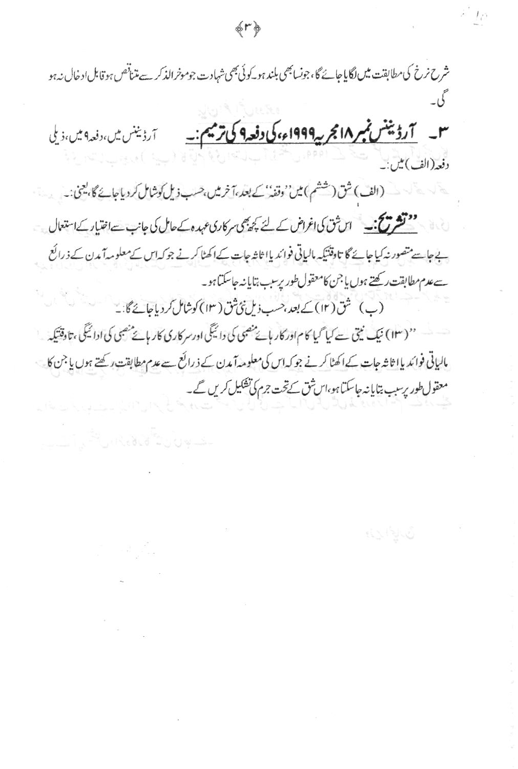شرح نرخ کی مطابقت میں لگایا جائے گا، جونسا بھی بلند ہو۔ کوئی بھی شہادت جو موخرالذکر سے متناقض ہو قابل ادخال نہ ہو گی۔

۳۔ **آرڈیننس نمبر ۱۸ مجریہ ۱۹۹۹ء، کی دفعہ ۹ کی ترمیم:۔** آرڈیننس میں، دفعہ ۹ میں، ذیلی دفعہ (الف) میں:۔

(الف) شق (ششم) میں ''وقفہ'' کے بعد، آخر میں، حسب ذیل کو شامل کر دیا جائے گا، یعنی:۔

''**تشریح:۔** اس شق کی اغراض کے لئے کچھ بھی سرکاری عہدہ کے حامل کی جانب سے اختیار کے استعمال بے جا سے متصور نہ کیا جائے گا تاوقتیکہ مالیاتی فوائد یا اثاثہ جات کے اکٹھا کرنے جو کہ اس کے معلومہ آمدن کے ذرائع سے عدم مطابقت رکھتے ہوں یا جن کا معقول طور پر سبب بتایا نہ جاسکتا ہو۔

(ب) شق (۱۲) کے بعد، حسب ذیل نئی شق (۱۳) کو شامل کر دیا جائے گا:۔

''(۱۳) نیک نیتی سے کیا گیا کام اور کارہائے منصبی کی ادائیگی اور سرکاری کارہائے منصبی کی ادائیگی، تاوقتیکہ مالیاتی فوائد یا اثاثہ جات کے اکٹھا کرنے جو کہ اس کی معلومہ آمدن کے ذرائع سے عدم مطابقت رکھتے ہوں یا جن کا معقول طور پر سبب بتایا نہ جاسکتا ہو، اس شق کے تحت جرم کی تشکیل کریں گے۔